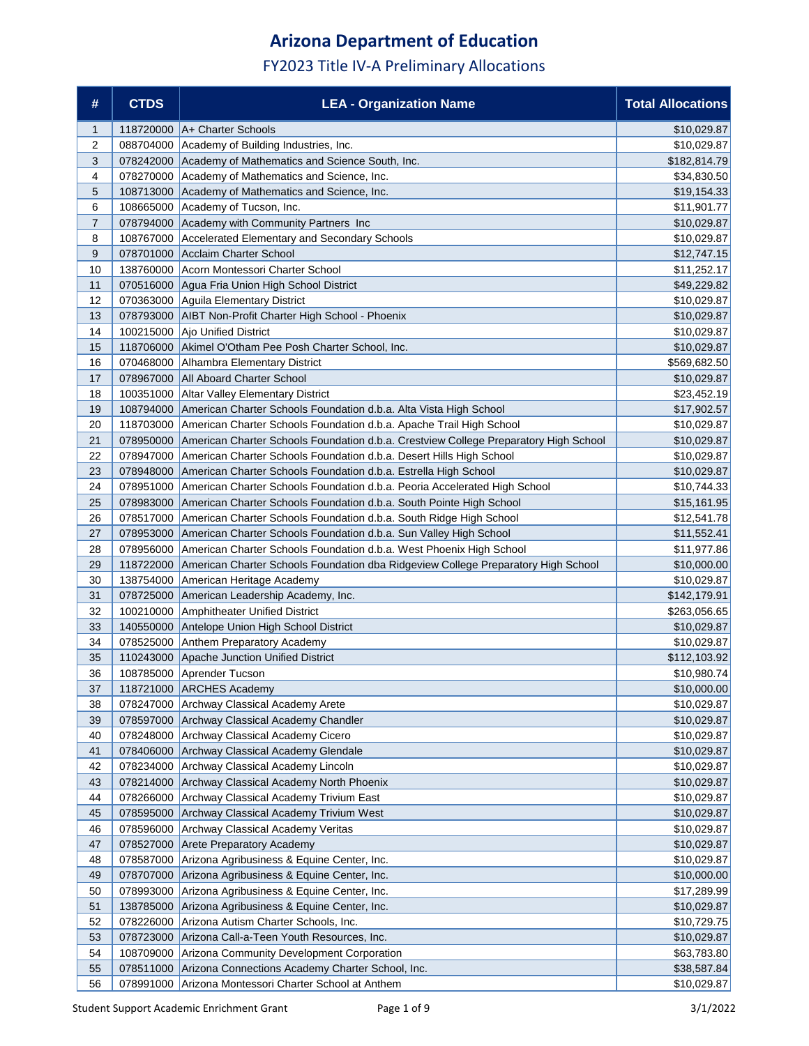# Arizona Department of Education

## FY2023 Title IV-A Preliminary Allocations

| # | CTDS | LEA - Organization Name | Total Allocations |
|---|---|---|---|
| 1 | 118720000 | A+ Charter Schools | $10,029.87 |
| 2 | 088704000 | Academy of Building Industries, Inc. | $10,029.87 |
| 3 | 078242000 | Academy of Mathematics and Science South, Inc. | $182,814.79 |
| 4 | 078270000 | Academy of Mathematics and Science, Inc. | $34,830.50 |
| 5 | 108713000 | Academy of Mathematics and Science, Inc. | $19,154.33 |
| 6 | 108665000 | Academy of Tucson, Inc. | $11,901.77 |
| 7 | 078794000 | Academy with Community Partners Inc | $10,029.87 |
| 8 | 108767000 | Accelerated Elementary and Secondary Schools | $10,029.87 |
| 9 | 078701000 | Acclaim Charter School | $12,747.15 |
| 10 | 138760000 | Acorn Montessori Charter School | $11,252.17 |
| 11 | 070516000 | Agua Fria Union High School District | $49,229.82 |
| 12 | 070363000 | Aguila Elementary District | $10,029.87 |
| 13 | 078793000 | AIBT Non-Profit Charter High School - Phoenix | $10,029.87 |
| 14 | 100215000 | Ajo Unified District | $10,029.87 |
| 15 | 118706000 | Akimel O'Otham Pee Posh Charter School, Inc. | $10,029.87 |
| 16 | 070468000 | Alhambra Elementary District | $569,682.50 |
| 17 | 078967000 | All Aboard Charter School | $10,029.87 |
| 18 | 100351000 | Altar Valley Elementary District | $23,452.19 |
| 19 | 108794000 | American Charter Schools Foundation d.b.a. Alta Vista High School | $17,902.57 |
| 20 | 118703000 | American Charter Schools Foundation d.b.a. Apache Trail High School | $10,029.87 |
| 21 | 078950000 | American Charter Schools Foundation d.b.a. Crestview College Preparatory High School | $10,029.87 |
| 22 | 078947000 | American Charter Schools Foundation d.b.a. Desert Hills High School | $10,029.87 |
| 23 | 078948000 | American Charter Schools Foundation d.b.a. Estrella High School | $10,029.87 |
| 24 | 078951000 | American Charter Schools Foundation d.b.a. Peoria Accelerated High School | $10,744.33 |
| 25 | 078983000 | American Charter Schools Foundation d.b.a. South Pointe High School | $15,161.95 |
| 26 | 078517000 | American Charter Schools Foundation d.b.a. South Ridge High School | $12,541.78 |
| 27 | 078953000 | American Charter Schools Foundation d.b.a. Sun Valley High School | $11,552.41 |
| 28 | 078956000 | American Charter Schools Foundation d.b.a. West Phoenix High School | $11,977.86 |
| 29 | 118722000 | American Charter Schools Foundation dba Ridgeview College Preparatory High School | $10,000.00 |
| 30 | 138754000 | American Heritage Academy | $10,029.87 |
| 31 | 078725000 | American Leadership Academy, Inc. | $142,179.91 |
| 32 | 100210000 | Amphitheater Unified District | $263,056.65 |
| 33 | 140550000 | Antelope Union High School District | $10,029.87 |
| 34 | 078525000 | Anthem Preparatory Academy | $10,029.87 |
| 35 | 110243000 | Apache Junction Unified District | $112,103.92 |
| 36 | 108785000 | Aprender Tucson | $10,980.74 |
| 37 | 118721000 | ARCHES Academy | $10,000.00 |
| 38 | 078247000 | Archway Classical Academy Arete | $10,029.87 |
| 39 | 078597000 | Archway Classical Academy Chandler | $10,029.87 |
| 40 | 078248000 | Archway Classical Academy Cicero | $10,029.87 |
| 41 | 078406000 | Archway Classical Academy Glendale | $10,029.87 |
| 42 | 078234000 | Archway Classical Academy Lincoln | $10,029.87 |
| 43 | 078214000 | Archway Classical Academy North Phoenix | $10,029.87 |
| 44 | 078266000 | Archway Classical Academy Trivium East | $10,029.87 |
| 45 | 078595000 | Archway Classical Academy Trivium West | $10,029.87 |
| 46 | 078596000 | Archway Classical Academy Veritas | $10,029.87 |
| 47 | 078527000 | Arete Preparatory Academy | $10,029.87 |
| 48 | 078587000 | Arizona Agribusiness & Equine Center, Inc. | $10,029.87 |
| 49 | 078707000 | Arizona Agribusiness & Equine Center, Inc. | $10,000.00 |
| 50 | 078993000 | Arizona Agribusiness & Equine Center, Inc. | $17,289.99 |
| 51 | 138785000 | Arizona Agribusiness & Equine Center, Inc. | $10,029.87 |
| 52 | 078226000 | Arizona Autism Charter Schools, Inc. | $10,729.75 |
| 53 | 078723000 | Arizona Call-a-Teen Youth Resources, Inc. | $10,029.87 |
| 54 | 108709000 | Arizona Community Development Corporation | $63,783.80 |
| 55 | 078511000 | Arizona Connections Academy Charter School, Inc. | $38,587.84 |
| 56 | 078991000 | Arizona Montessori Charter School at Anthem | $10,029.87 |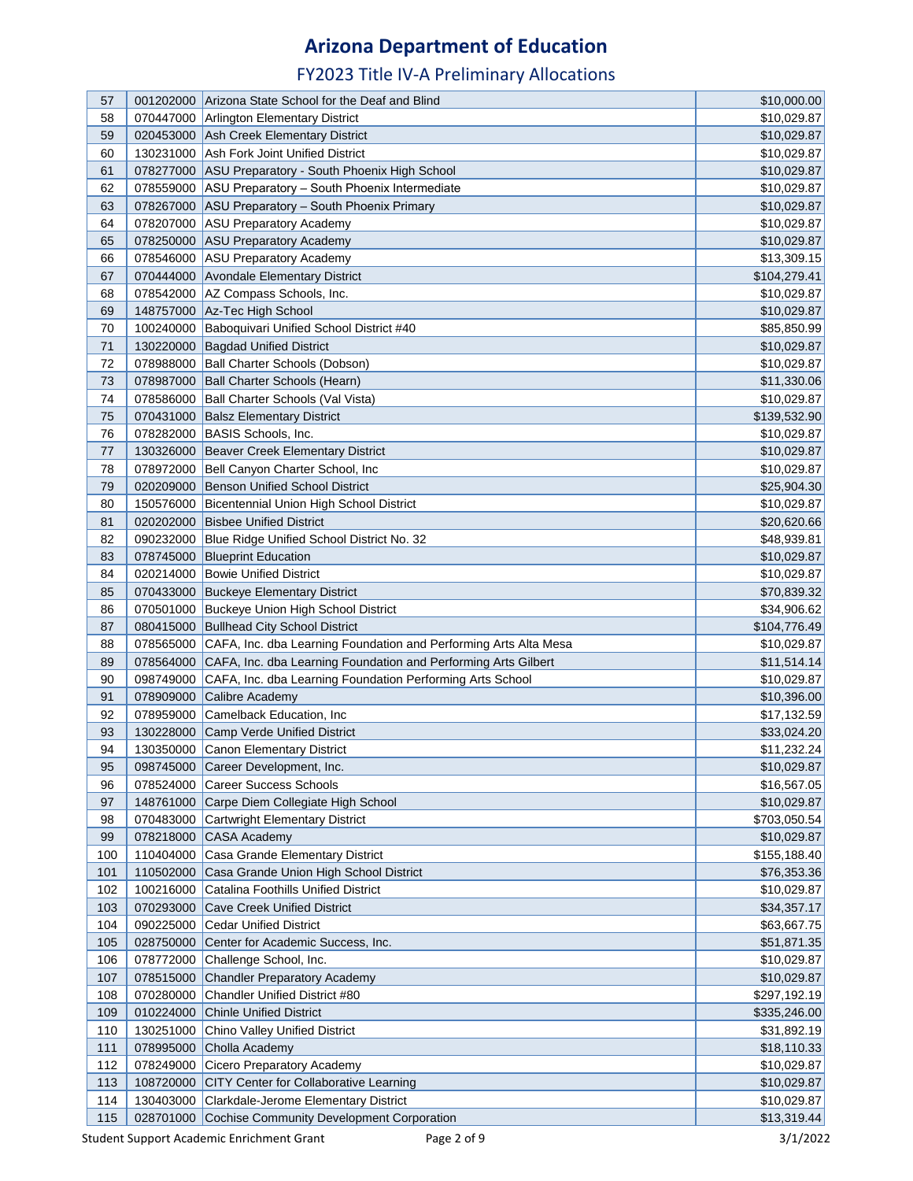# Arizona Department of Education

## FY2023 Title IV-A Preliminary Allocations

| | | | |
|---|---|---|---|
| 57 | 001202000 | Arizona State School for the Deaf and Blind | $10,000.00 |
| 58 | 070447000 | Arlington Elementary District | $10,029.87 |
| 59 | 020453000 | Ash Creek Elementary District | $10,029.87 |
| 60 | 130231000 | Ash Fork Joint Unified District | $10,029.87 |
| 61 | 078277000 | ASU Preparatory - South Phoenix High School | $10,029.87 |
| 62 | 078559000 | ASU Preparatory – South Phoenix Intermediate | $10,029.87 |
| 63 | 078267000 | ASU Preparatory – South Phoenix Primary | $10,029.87 |
| 64 | 078207000 | ASU Preparatory Academy | $10,029.87 |
| 65 | 078250000 | ASU Preparatory Academy | $10,029.87 |
| 66 | 078546000 | ASU Preparatory Academy | $13,309.15 |
| 67 | 070444000 | Avondale Elementary District | $104,279.41 |
| 68 | 078542000 | AZ Compass Schools, Inc. | $10,029.87 |
| 69 | 148757000 | Az-Tec High School | $10,029.87 |
| 70 | 100240000 | Baboquivari Unified School District #40 | $85,850.99 |
| 71 | 130220000 | Bagdad Unified District | $10,029.87 |
| 72 | 078988000 | Ball Charter Schools (Dobson) | $10,029.87 |
| 73 | 078987000 | Ball Charter Schools (Hearn) | $11,330.06 |
| 74 | 078586000 | Ball Charter Schools (Val Vista) | $10,029.87 |
| 75 | 070431000 | Balsz Elementary District | $139,532.90 |
| 76 | 078282000 | BASIS Schools, Inc. | $10,029.87 |
| 77 | 130326000 | Beaver Creek Elementary District | $10,029.87 |
| 78 | 078972000 | Bell Canyon Charter School, Inc | $10,029.87 |
| 79 | 020209000 | Benson Unified School District | $25,904.30 |
| 80 | 150576000 | Bicentennial Union High School District | $10,029.87 |
| 81 | 020202000 | Bisbee Unified District | $20,620.66 |
| 82 | 090232000 | Blue Ridge Unified School District No. 32 | $48,939.81 |
| 83 | 078745000 | Blueprint Education | $10,029.87 |
| 84 | 020214000 | Bowie Unified District | $10,029.87 |
| 85 | 070433000 | Buckeye Elementary District | $70,839.32 |
| 86 | 070501000 | Buckeye Union High School District | $34,906.62 |
| 87 | 080415000 | Bullhead City School District | $104,776.49 |
| 88 | 078565000 | CAFA, Inc. dba Learning Foundation and Performing Arts Alta Mesa | $10,029.87 |
| 89 | 078564000 | CAFA, Inc. dba Learning Foundation and Performing Arts Gilbert | $11,514.14 |
| 90 | 098749000 | CAFA, Inc. dba Learning Foundation Performing Arts School | $10,029.87 |
| 91 | 078909000 | Calibre Academy | $10,396.00 |
| 92 | 078959000 | Camelback Education, Inc | $17,132.59 |
| 93 | 130228000 | Camp Verde Unified District | $33,024.20 |
| 94 | 130350000 | Canon Elementary District | $11,232.24 |
| 95 | 098745000 | Career Development, Inc. | $10,029.87 |
| 96 | 078524000 | Career Success Schools | $16,567.05 |
| 97 | 148761000 | Carpe Diem Collegiate High School | $10,029.87 |
| 98 | 070483000 | Cartwright Elementary District | $703,050.54 |
| 99 | 078218000 | CASA Academy | $10,029.87 |
| 100 | 110404000 | Casa Grande Elementary District | $155,188.40 |
| 101 | 110502000 | Casa Grande Union High School District | $76,353.36 |
| 102 | 100216000 | Catalina Foothills Unified District | $10,029.87 |
| 103 | 070293000 | Cave Creek Unified District | $34,357.17 |
| 104 | 090225000 | Cedar Unified District | $63,667.75 |
| 105 | 028750000 | Center for Academic Success, Inc. | $51,871.35 |
| 106 | 078772000 | Challenge School, Inc. | $10,029.87 |
| 107 | 078515000 | Chandler Preparatory Academy | $10,029.87 |
| 108 | 070280000 | Chandler Unified District #80 | $297,192.19 |
| 109 | 010224000 | Chinle Unified District | $335,246.00 |
| 110 | 130251000 | Chino Valley Unified District | $31,892.19 |
| 111 | 078995000 | Cholla Academy | $18,110.33 |
| 112 | 078249000 | Cicero Preparatory Academy | $10,029.87 |
| 113 | 108720000 | CITY Center for Collaborative Learning | $10,029.87 |
| 114 | 130403000 | Clarkdale-Jerome Elementary District | $10,029.87 |
| 115 | 028701000 | Cochise Community Development Corporation | $13,319.44 |

Student Support Academic Enrichment Grant — 3/1/2022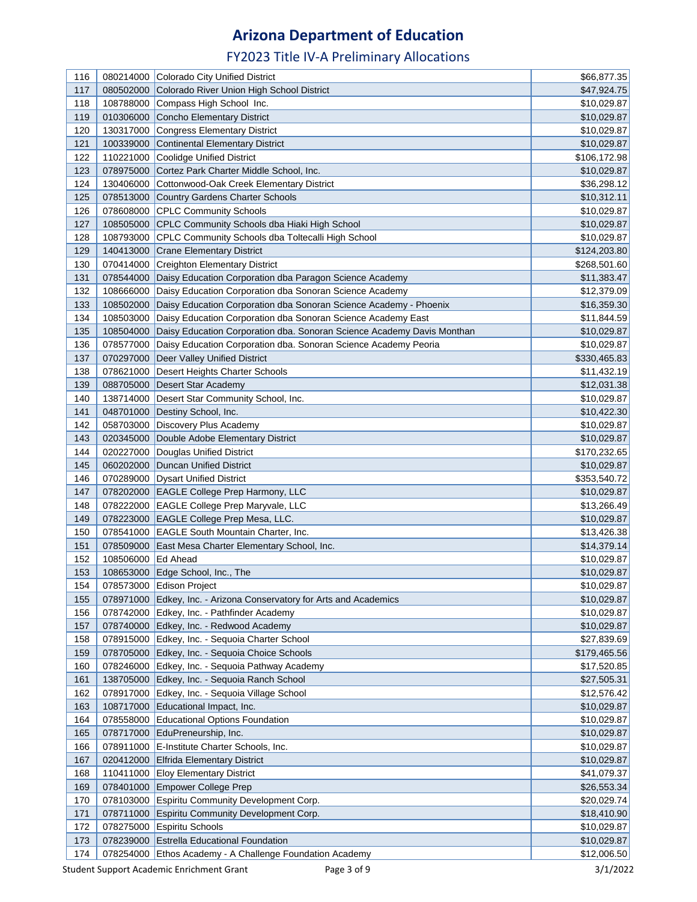# Arizona Department of Education

## FY2023 Title IV-A Preliminary Allocations

| | | | |
|---|---|---|---|
| 116 | 080214000 | Colorado City Unified District | $66,877.35 |
| 117 | 080502000 | Colorado River Union High School District | $47,924.75 |
| 118 | 108788000 | Compass High School Inc. | $10,029.87 |
| 119 | 010306000 | Concho Elementary District | $10,029.87 |
| 120 | 130317000 | Congress Elementary District | $10,029.87 |
| 121 | 100339000 | Continental Elementary District | $10,029.87 |
| 122 | 110221000 | Coolidge Unified District | $106,172.98 |
| 123 | 078975000 | Cortez Park Charter Middle School, Inc. | $10,029.87 |
| 124 | 130406000 | Cottonwood-Oak Creek Elementary District | $36,298.12 |
| 125 | 078513000 | Country Gardens Charter Schools | $10,312.11 |
| 126 | 078608000 | CPLC Community Schools | $10,029.87 |
| 127 | 108505000 | CPLC Community Schools dba Hiaki High School | $10,029.87 |
| 128 | 108793000 | CPLC Community Schools dba Toltecalli High School | $10,029.87 |
| 129 | 140413000 | Crane Elementary District | $124,203.80 |
| 130 | 070414000 | Creighton Elementary District | $268,501.60 |
| 131 | 078544000 | Daisy Education Corporation dba Paragon Science Academy | $11,383.47 |
| 132 | 108666000 | Daisy Education Corporation dba Sonoran Science Academy | $12,379.09 |
| 133 | 108502000 | Daisy Education Corporation dba Sonoran Science Academy - Phoenix | $16,359.30 |
| 134 | 108503000 | Daisy Education Corporation dba Sonoran Science Academy East | $11,844.59 |
| 135 | 108504000 | Daisy Education Corporation dba. Sonoran Science Academy Davis Monthan | $10,029.87 |
| 136 | 078577000 | Daisy Education Corporation dba. Sonoran Science Academy Peoria | $10,029.87 |
| 137 | 070297000 | Deer Valley Unified District | $330,465.83 |
| 138 | 078621000 | Desert Heights Charter Schools | $11,432.19 |
| 139 | 088705000 | Desert Star Academy | $12,031.38 |
| 140 | 138714000 | Desert Star Community School, Inc. | $10,029.87 |
| 141 | 048701000 | Destiny School, Inc. | $10,422.30 |
| 142 | 058703000 | Discovery Plus Academy | $10,029.87 |
| 143 | 020345000 | Double Adobe Elementary District | $10,029.87 |
| 144 | 020227000 | Douglas Unified District | $170,232.65 |
| 145 | 060202000 | Duncan Unified District | $10,029.87 |
| 146 | 070289000 | Dysart Unified District | $353,540.72 |
| 147 | 078202000 | EAGLE College Prep Harmony, LLC | $10,029.87 |
| 148 | 078222000 | EAGLE College Prep Maryvale, LLC | $13,266.49 |
| 149 | 078223000 | EAGLE College Prep Mesa, LLC. | $10,029.87 |
| 150 | 078541000 | EAGLE South Mountain Charter, Inc. | $13,426.38 |
| 151 | 078509000 | East Mesa Charter Elementary School, Inc. | $14,379.14 |
| 152 | 108506000 | Ed Ahead | $10,029.87 |
| 153 | 108653000 | Edge School, Inc., The | $10,029.87 |
| 154 | 078573000 | Edison Project | $10,029.87 |
| 155 | 078971000 | Edkey, Inc. - Arizona Conservatory for Arts and Academics | $10,029.87 |
| 156 | 078742000 | Edkey, Inc. - Pathfinder Academy | $10,029.87 |
| 157 | 078740000 | Edkey, Inc. - Redwood Academy | $10,029.87 |
| 158 | 078915000 | Edkey, Inc. - Sequoia Charter School | $27,839.69 |
| 159 | 078705000 | Edkey, Inc. - Sequoia Choice Schools | $179,465.56 |
| 160 | 078246000 | Edkey, Inc. - Sequoia Pathway Academy | $17,520.85 |
| 161 | 138705000 | Edkey, Inc. - Sequoia Ranch School | $27,505.31 |
| 162 | 078917000 | Edkey, Inc. - Sequoia Village School | $12,576.42 |
| 163 | 108717000 | Educational Impact, Inc. | $10,029.87 |
| 164 | 078558000 | Educational Options Foundation | $10,029.87 |
| 165 | 078717000 | EduPreneurship, Inc. | $10,029.87 |
| 166 | 078911000 | E-Institute Charter Schools, Inc. | $10,029.87 |
| 167 | 020412000 | Elfrida Elementary District | $10,029.87 |
| 168 | 110411000 | Eloy Elementary District | $41,079.37 |
| 169 | 078401000 | Empower College Prep | $26,553.34 |
| 170 | 078103000 | Espiritu Community Development Corp. | $20,029.74 |
| 171 | 078711000 | Espiritu Community Development Corp. | $18,410.90 |
| 172 | 078275000 | Espiritu Schools | $10,029.87 |
| 173 | 078239000 | Estrella Educational Foundation | $10,029.87 |
| 174 | 078254000 | Ethos Academy - A Challenge Foundation Academy | $12,006.50 |

Student Support Academic Enrichment Grant — 3/1/2022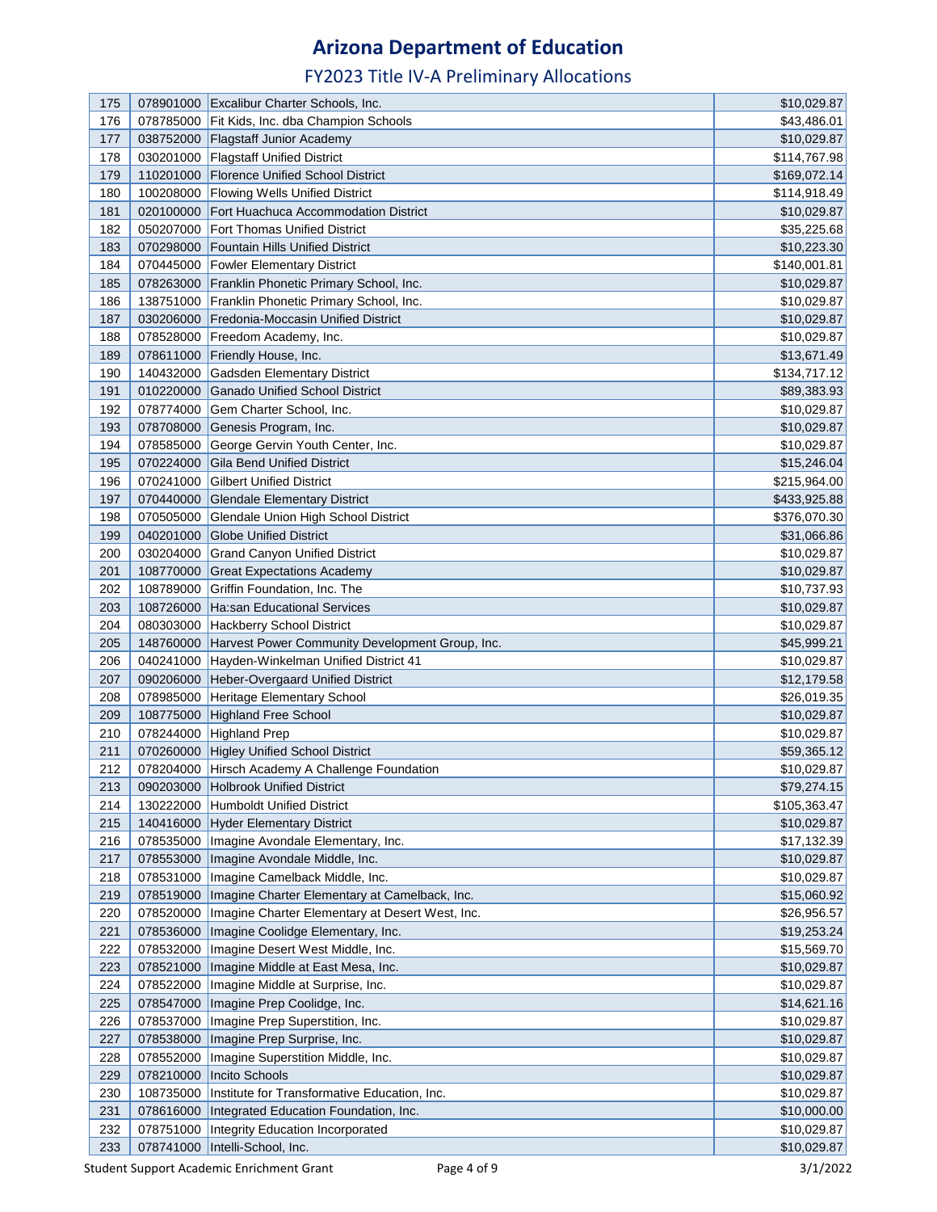# Arizona Department of Education

## FY2023 Title IV-A Preliminary Allocations

| | | | |
|---|---|---|---|
| 175 | 078901000 | Excalibur Charter Schools, Inc. | $10,029.87 |
| 176 | 078785000 | Fit Kids, Inc. dba Champion Schools | $43,486.01 |
| 177 | 038752000 | Flagstaff Junior Academy | $10,029.87 |
| 178 | 030201000 | Flagstaff Unified District | $114,767.98 |
| 179 | 110201000 | Florence Unified School District | $169,072.14 |
| 180 | 100208000 | Flowing Wells Unified District | $114,918.49 |
| 181 | 020100000 | Fort Huachuca Accommodation District | $10,029.87 |
| 182 | 050207000 | Fort Thomas Unified District | $35,225.68 |
| 183 | 070298000 | Fountain Hills Unified District | $10,223.30 |
| 184 | 070445000 | Fowler Elementary District | $140,001.81 |
| 185 | 078263000 | Franklin Phonetic Primary School, Inc. | $10,029.87 |
| 186 | 138751000 | Franklin Phonetic Primary School, Inc. | $10,029.87 |
| 187 | 030206000 | Fredonia-Moccasin Unified District | $10,029.87 |
| 188 | 078528000 | Freedom Academy, Inc. | $10,029.87 |
| 189 | 078611000 | Friendly House, Inc. | $13,671.49 |
| 190 | 140432000 | Gadsden Elementary District | $134,717.12 |
| 191 | 010220000 | Ganado Unified School District | $89,383.93 |
| 192 | 078774000 | Gem Charter School, Inc. | $10,029.87 |
| 193 | 078708000 | Genesis Program, Inc. | $10,029.87 |
| 194 | 078585000 | George Gervin Youth Center, Inc. | $10,029.87 |
| 195 | 070224000 | Gila Bend Unified District | $15,246.04 |
| 196 | 070241000 | Gilbert Unified District | $215,964.00 |
| 197 | 070440000 | Glendale Elementary District | $433,925.88 |
| 198 | 070505000 | Glendale Union High School District | $376,070.30 |
| 199 | 040201000 | Globe Unified District | $31,066.86 |
| 200 | 030204000 | Grand Canyon Unified District | $10,029.87 |
| 201 | 108770000 | Great Expectations Academy | $10,029.87 |
| 202 | 108789000 | Griffin Foundation, Inc. The | $10,737.93 |
| 203 | 108726000 | Ha:san Educational Services | $10,029.87 |
| 204 | 080303000 | Hackberry School District | $10,029.87 |
| 205 | 148760000 | Harvest Power Community Development Group, Inc. | $45,999.21 |
| 206 | 040241000 | Hayden-Winkelman Unified District 41 | $10,029.87 |
| 207 | 090206000 | Heber-Overgaard Unified District | $12,179.58 |
| 208 | 078985000 | Heritage Elementary School | $26,019.35 |
| 209 | 108775000 | Highland Free School | $10,029.87 |
| 210 | 078244000 | Highland Prep | $10,029.87 |
| 211 | 070260000 | Higley Unified School District | $59,365.12 |
| 212 | 078204000 | Hirsch Academy A Challenge Foundation | $10,029.87 |
| 213 | 090203000 | Holbrook Unified District | $79,274.15 |
| 214 | 130222000 | Humboldt Unified District | $105,363.47 |
| 215 | 140416000 | Hyder Elementary District | $10,029.87 |
| 216 | 078535000 | Imagine Avondale Elementary, Inc. | $17,132.39 |
| 217 | 078553000 | Imagine Avondale Middle, Inc. | $10,029.87 |
| 218 | 078531000 | Imagine Camelback Middle, Inc. | $10,029.87 |
| 219 | 078519000 | Imagine Charter Elementary at Camelback, Inc. | $15,060.92 |
| 220 | 078520000 | Imagine Charter Elementary at Desert West, Inc. | $26,956.57 |
| 221 | 078536000 | Imagine Coolidge Elementary, Inc. | $19,253.24 |
| 222 | 078532000 | Imagine Desert West Middle, Inc. | $15,569.70 |
| 223 | 078521000 | Imagine Middle at East Mesa, Inc. | $10,029.87 |
| 224 | 078522000 | Imagine Middle at Surprise, Inc. | $10,029.87 |
| 225 | 078547000 | Imagine Prep Coolidge, Inc. | $14,621.16 |
| 226 | 078537000 | Imagine Prep Superstition, Inc. | $10,029.87 |
| 227 | 078538000 | Imagine Prep Surprise, Inc. | $10,029.87 |
| 228 | 078552000 | Imagine Superstition Middle, Inc. | $10,029.87 |
| 229 | 078210000 | Incito Schools | $10,029.87 |
| 230 | 108735000 | Institute for Transformative Education, Inc. | $10,029.87 |
| 231 | 078616000 | Integrated Education Foundation, Inc. | $10,000.00 |
| 232 | 078751000 | Integrity Education Incorporated | $10,029.87 |
| 233 | 078741000 | Intelli-School, Inc. | $10,029.87 |

Student Support Academic Enrichment Grant | 3/1/2022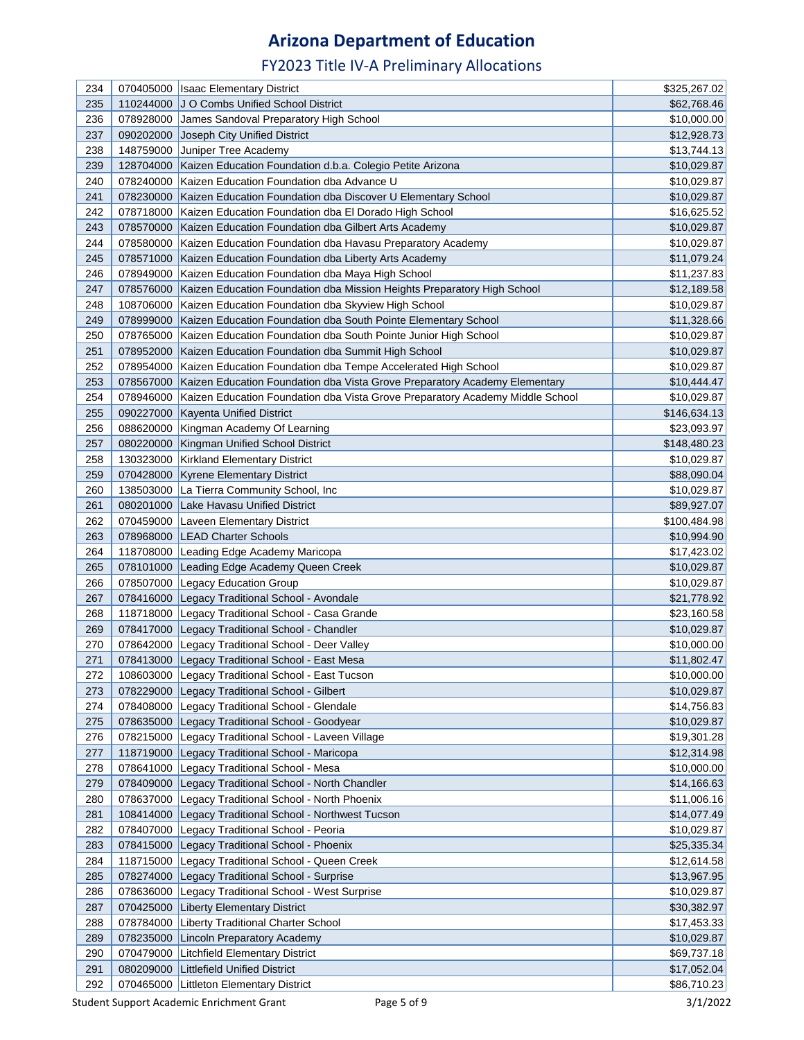# Arizona Department of Education

## FY2023 Title IV-A Preliminary Allocations

| | | | |
|---|---|---|---|
| 234 | 070405000 | Isaac Elementary District | $325,267.02 |
| 235 | 110244000 | J O Combs Unified School District | $62,768.46 |
| 236 | 078928000 | James Sandoval Preparatory High School | $10,000.00 |
| 237 | 090202000 | Joseph City Unified District | $12,928.73 |
| 238 | 148759000 | Juniper Tree Academy | $13,744.13 |
| 239 | 128704000 | Kaizen Education Foundation d.b.a. Colegio Petite Arizona | $10,029.87 |
| 240 | 078240000 | Kaizen Education Foundation dba Advance U | $10,029.87 |
| 241 | 078230000 | Kaizen Education Foundation dba Discover U Elementary School | $10,029.87 |
| 242 | 078718000 | Kaizen Education Foundation dba El Dorado High School | $16,625.52 |
| 243 | 078570000 | Kaizen Education Foundation dba Gilbert Arts Academy | $10,029.87 |
| 244 | 078580000 | Kaizen Education Foundation dba Havasu Preparatory Academy | $10,029.87 |
| 245 | 078571000 | Kaizen Education Foundation dba Liberty Arts Academy | $11,079.24 |
| 246 | 078949000 | Kaizen Education Foundation dba Maya High School | $11,237.83 |
| 247 | 078576000 | Kaizen Education Foundation dba Mission Heights Preparatory High School | $12,189.58 |
| 248 | 108706000 | Kaizen Education Foundation dba Skyview High School | $10,029.87 |
| 249 | 078999000 | Kaizen Education Foundation dba South Pointe Elementary School | $11,328.66 |
| 250 | 078765000 | Kaizen Education Foundation dba South Pointe Junior High School | $10,029.87 |
| 251 | 078952000 | Kaizen Education Foundation dba Summit High School | $10,029.87 |
| 252 | 078954000 | Kaizen Education Foundation dba Tempe Accelerated High School | $10,029.87 |
| 253 | 078567000 | Kaizen Education Foundation dba Vista Grove Preparatory Academy Elementary | $10,444.47 |
| 254 | 078946000 | Kaizen Education Foundation dba Vista Grove Preparatory Academy Middle School | $10,029.87 |
| 255 | 090227000 | Kayenta Unified District | $146,634.13 |
| 256 | 088620000 | Kingman Academy Of Learning | $23,093.97 |
| 257 | 080220000 | Kingman Unified School District | $148,480.23 |
| 258 | 130323000 | Kirkland Elementary District | $10,029.87 |
| 259 | 070428000 | Kyrene Elementary District | $88,090.04 |
| 260 | 138503000 | La Tierra Community School, Inc | $10,029.87 |
| 261 | 080201000 | Lake Havasu Unified District | $89,927.07 |
| 262 | 070459000 | Laveen Elementary District | $100,484.98 |
| 263 | 078968000 | LEAD Charter Schools | $10,994.90 |
| 264 | 118708000 | Leading Edge Academy Maricopa | $17,423.02 |
| 265 | 078101000 | Leading Edge Academy Queen Creek | $10,029.87 |
| 266 | 078507000 | Legacy Education Group | $10,029.87 |
| 267 | 078416000 | Legacy Traditional School - Avondale | $21,778.92 |
| 268 | 118718000 | Legacy Traditional School - Casa Grande | $23,160.58 |
| 269 | 078417000 | Legacy Traditional School - Chandler | $10,029.87 |
| 270 | 078642000 | Legacy Traditional School - Deer Valley | $10,000.00 |
| 271 | 078413000 | Legacy Traditional School - East Mesa | $11,802.47 |
| 272 | 108603000 | Legacy Traditional School - East Tucson | $10,000.00 |
| 273 | 078229000 | Legacy Traditional School - Gilbert | $10,029.87 |
| 274 | 078408000 | Legacy Traditional School - Glendale | $14,756.83 |
| 275 | 078635000 | Legacy Traditional School - Goodyear | $10,029.87 |
| 276 | 078215000 | Legacy Traditional School - Laveen Village | $19,301.28 |
| 277 | 118719000 | Legacy Traditional School - Maricopa | $12,314.98 |
| 278 | 078641000 | Legacy Traditional School - Mesa | $10,000.00 |
| 279 | 078409000 | Legacy Traditional School - North Chandler | $14,166.63 |
| 280 | 078637000 | Legacy Traditional School - North Phoenix | $11,006.16 |
| 281 | 108414000 | Legacy Traditional School - Northwest Tucson | $14,077.49 |
| 282 | 078407000 | Legacy Traditional School - Peoria | $10,029.87 |
| 283 | 078415000 | Legacy Traditional School - Phoenix | $25,335.34 |
| 284 | 118715000 | Legacy Traditional School - Queen Creek | $12,614.58 |
| 285 | 078274000 | Legacy Traditional School - Surprise | $13,967.95 |
| 286 | 078636000 | Legacy Traditional School - West Surprise | $10,029.87 |
| 287 | 070425000 | Liberty Elementary District | $30,382.97 |
| 288 | 078784000 | Liberty Traditional Charter School | $17,453.33 |
| 289 | 078235000 | Lincoln Preparatory Academy | $10,029.87 |
| 290 | 070479000 | Litchfield Elementary District | $69,737.18 |
| 291 | 080209000 | Littlefield Unified District | $17,052.04 |
| 292 | 070465000 | Littleton Elementary District | $86,710.23 |

Student Support Academic Enrichment Grant — 3/1/2022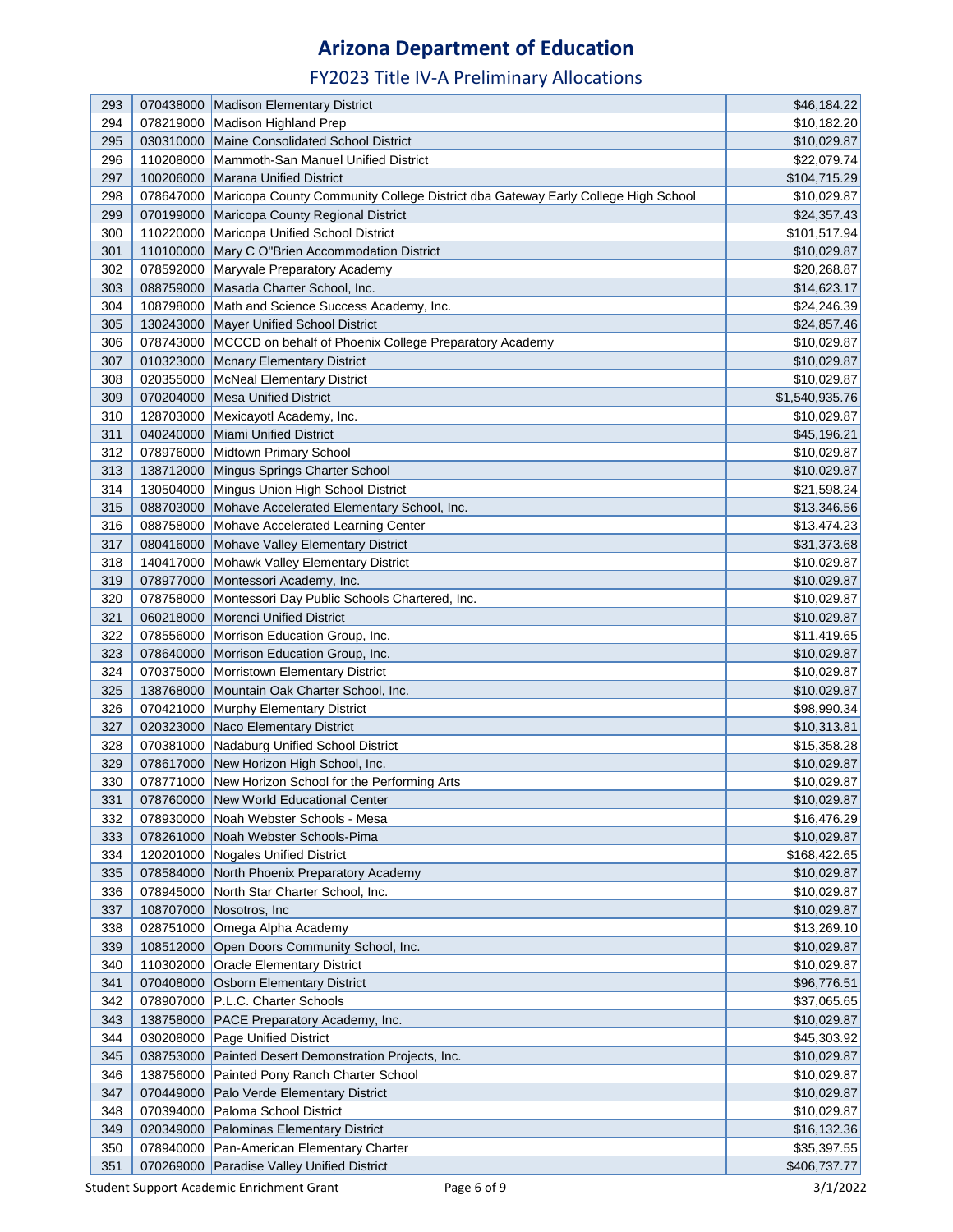# Arizona Department of Education

## FY2023 Title IV-A Preliminary Allocations

| | | | |
|---|---|---|---|
| 293 | 070438000 | Madison Elementary District | $46,184.22 |
| 294 | 078219000 | Madison Highland Prep | $10,182.20 |
| 295 | 030310000 | Maine Consolidated School District | $10,029.87 |
| 296 | 110208000 | Mammoth-San Manuel Unified District | $22,079.74 |
| 297 | 100206000 | Marana Unified District | $104,715.29 |
| 298 | 078647000 | Maricopa County Community College District dba Gateway Early College High School | $10,029.87 |
| 299 | 070199000 | Maricopa County Regional District | $24,357.43 |
| 300 | 110220000 | Maricopa Unified School District | $101,517.94 |
| 301 | 110100000 | Mary C O"Brien Accommodation District | $10,029.87 |
| 302 | 078592000 | Maryvale Preparatory Academy | $20,268.87 |
| 303 | 088759000 | Masada Charter School, Inc. | $14,623.17 |
| 304 | 108798000 | Math and Science Success Academy, Inc. | $24,246.39 |
| 305 | 130243000 | Mayer Unified School District | $24,857.46 |
| 306 | 078743000 | MCCCD on behalf of Phoenix College Preparatory Academy | $10,029.87 |
| 307 | 010323000 | Mcnary Elementary District | $10,029.87 |
| 308 | 020355000 | McNeal Elementary District | $10,029.87 |
| 309 | 070204000 | Mesa Unified District | $1,540,935.76 |
| 310 | 128703000 | Mexicayotl Academy, Inc. | $10,029.87 |
| 311 | 040240000 | Miami Unified District | $45,196.21 |
| 312 | 078976000 | Midtown Primary School | $10,029.87 |
| 313 | 138712000 | Mingus Springs Charter School | $10,029.87 |
| 314 | 130504000 | Mingus Union High School District | $21,598.24 |
| 315 | 088703000 | Mohave Accelerated Elementary School, Inc. | $13,346.56 |
| 316 | 088758000 | Mohave Accelerated Learning Center | $13,474.23 |
| 317 | 080416000 | Mohave Valley Elementary District | $31,373.68 |
| 318 | 140417000 | Mohawk Valley Elementary District | $10,029.87 |
| 319 | 078977000 | Montessori Academy, Inc. | $10,029.87 |
| 320 | 078758000 | Montessori Day Public Schools Chartered, Inc. | $10,029.87 |
| 321 | 060218000 | Morenci Unified District | $10,029.87 |
| 322 | 078556000 | Morrison Education Group, Inc. | $11,419.65 |
| 323 | 078640000 | Morrison Education Group, Inc. | $10,029.87 |
| 324 | 070375000 | Morristown Elementary District | $10,029.87 |
| 325 | 138768000 | Mountain Oak Charter School, Inc. | $10,029.87 |
| 326 | 070421000 | Murphy Elementary District | $98,990.34 |
| 327 | 020323000 | Naco Elementary District | $10,313.81 |
| 328 | 070381000 | Nadaburg Unified School District | $15,358.28 |
| 329 | 078617000 | New Horizon High School, Inc. | $10,029.87 |
| 330 | 078771000 | New Horizon School for the Performing Arts | $10,029.87 |
| 331 | 078760000 | New World Educational Center | $10,029.87 |
| 332 | 078930000 | Noah Webster Schools - Mesa | $16,476.29 |
| 333 | 078261000 | Noah Webster Schools-Pima | $10,029.87 |
| 334 | 120201000 | Nogales Unified District | $168,422.65 |
| 335 | 078584000 | North Phoenix Preparatory Academy | $10,029.87 |
| 336 | 078945000 | North Star Charter School, Inc. | $10,029.87 |
| 337 | 108707000 | Nosotros, Inc | $10,029.87 |
| 338 | 028751000 | Omega Alpha Academy | $13,269.10 |
| 339 | 108512000 | Open Doors Community School, Inc. | $10,029.87 |
| 340 | 110302000 | Oracle Elementary District | $10,029.87 |
| 341 | 070408000 | Osborn Elementary District | $96,776.51 |
| 342 | 078907000 | P.L.C. Charter Schools | $37,065.65 |
| 343 | 138758000 | PACE Preparatory Academy, Inc. | $10,029.87 |
| 344 | 030208000 | Page Unified District | $45,303.92 |
| 345 | 038753000 | Painted Desert Demonstration Projects, Inc. | $10,029.87 |
| 346 | 138756000 | Painted Pony Ranch Charter School | $10,029.87 |
| 347 | 070449000 | Palo Verde Elementary District | $10,029.87 |
| 348 | 070394000 | Paloma School District | $10,029.87 |
| 349 | 020349000 | Palominas Elementary District | $16,132.36 |
| 350 | 078940000 | Pan-American Elementary Charter | $35,397.55 |
| 351 | 070269000 | Paradise Valley Unified District | $406,737.77 |

Student Support Academic Enrichment Grant — 3/1/2022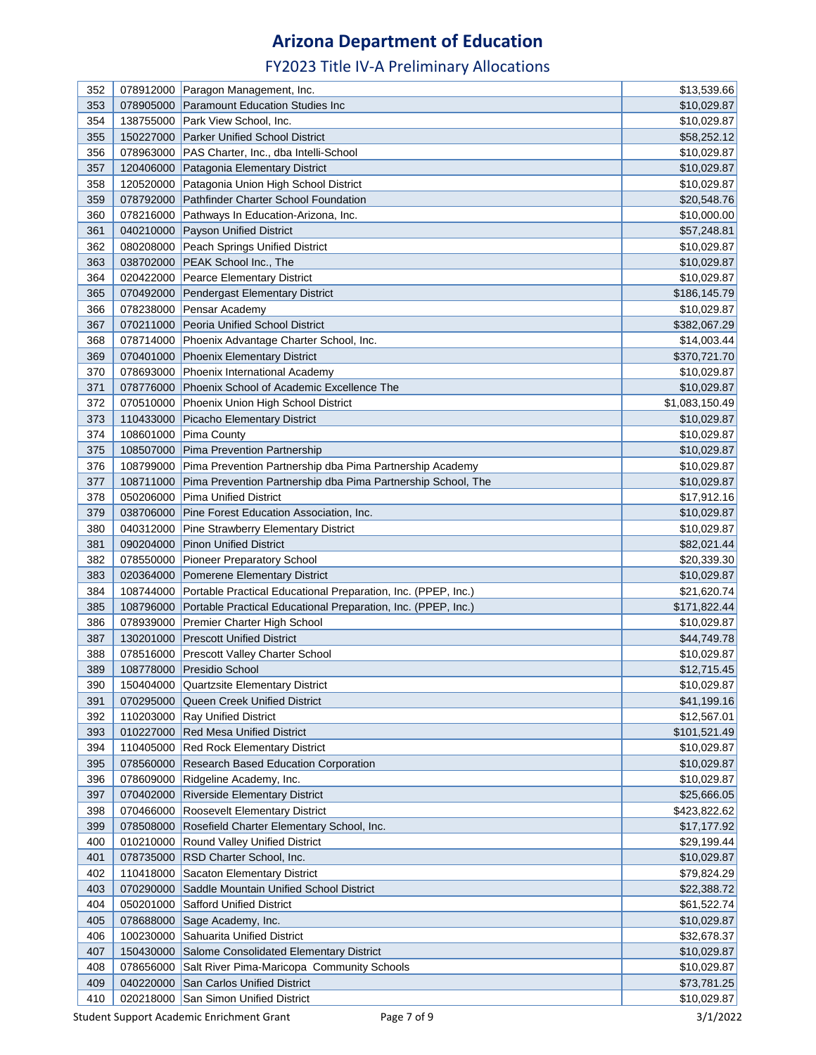# Arizona Department of Education

## FY2023 Title IV-A Preliminary Allocations

| | | | |
|---|---|---|---|
| 352 | 078912000 | Paragon Management, Inc. | $13,539.66 |
| 353 | 078905000 | Paramount Education Studies Inc | $10,029.87 |
| 354 | 138755000 | Park View School, Inc. | $10,029.87 |
| 355 | 150227000 | Parker Unified School District | $58,252.12 |
| 356 | 078963000 | PAS Charter, Inc., dba Intelli-School | $10,029.87 |
| 357 | 120406000 | Patagonia Elementary District | $10,029.87 |
| 358 | 120520000 | Patagonia Union High School District | $10,029.87 |
| 359 | 078792000 | Pathfinder Charter School Foundation | $20,548.76 |
| 360 | 078216000 | Pathways In Education-Arizona, Inc. | $10,000.00 |
| 361 | 040210000 | Payson Unified District | $57,248.81 |
| 362 | 080208000 | Peach Springs Unified District | $10,029.87 |
| 363 | 038702000 | PEAK School Inc., The | $10,029.87 |
| 364 | 020422000 | Pearce Elementary District | $10,029.87 |
| 365 | 070492000 | Pendergast Elementary District | $186,145.79 |
| 366 | 078238000 | Pensar Academy | $10,029.87 |
| 367 | 070211000 | Peoria Unified School District | $382,067.29 |
| 368 | 078714000 | Phoenix Advantage Charter School, Inc. | $14,003.44 |
| 369 | 070401000 | Phoenix Elementary District | $370,721.70 |
| 370 | 078693000 | Phoenix International Academy | $10,029.87 |
| 371 | 078776000 | Phoenix School of Academic Excellence The | $10,029.87 |
| 372 | 070510000 | Phoenix Union High School District | $1,083,150.49 |
| 373 | 110433000 | Picacho Elementary District | $10,029.87 |
| 374 | 108601000 | Pima County | $10,029.87 |
| 375 | 108507000 | Pima Prevention Partnership | $10,029.87 |
| 376 | 108799000 | Pima Prevention Partnership dba Pima Partnership Academy | $10,029.87 |
| 377 | 108711000 | Pima Prevention Partnership dba Pima Partnership School, The | $10,029.87 |
| 378 | 050206000 | Pima Unified District | $17,912.16 |
| 379 | 038706000 | Pine Forest Education Association, Inc. | $10,029.87 |
| 380 | 040312000 | Pine Strawberry Elementary District | $10,029.87 |
| 381 | 090204000 | Pinon Unified District | $82,021.44 |
| 382 | 078550000 | Pioneer Preparatory School | $20,339.30 |
| 383 | 020364000 | Pomerene Elementary District | $10,029.87 |
| 384 | 108744000 | Portable Practical Educational Preparation, Inc. (PPEP, Inc.) | $21,620.74 |
| 385 | 108796000 | Portable Practical Educational Preparation, Inc. (PPEP, Inc.) | $171,822.44 |
| 386 | 078939000 | Premier Charter High School | $10,029.87 |
| 387 | 130201000 | Prescott Unified District | $44,749.78 |
| 388 | 078516000 | Prescott Valley Charter School | $10,029.87 |
| 389 | 108778000 | Presidio School | $12,715.45 |
| 390 | 150404000 | Quartzsite Elementary District | $10,029.87 |
| 391 | 070295000 | Queen Creek Unified District | $41,199.16 |
| 392 | 110203000 | Ray Unified District | $12,567.01 |
| 393 | 010227000 | Red Mesa Unified District | $101,521.49 |
| 394 | 110405000 | Red Rock Elementary District | $10,029.87 |
| 395 | 078560000 | Research Based Education Corporation | $10,029.87 |
| 396 | 078609000 | Ridgeline Academy, Inc. | $10,029.87 |
| 397 | 070402000 | Riverside Elementary District | $25,666.05 |
| 398 | 070466000 | Roosevelt Elementary District | $423,822.62 |
| 399 | 078508000 | Rosefield Charter Elementary School, Inc. | $17,177.92 |
| 400 | 010210000 | Round Valley Unified District | $29,199.44 |
| 401 | 078735000 | RSD Charter School, Inc. | $10,029.87 |
| 402 | 110418000 | Sacaton Elementary District | $79,824.29 |
| 403 | 070290000 | Saddle Mountain Unified School District | $22,388.72 |
| 404 | 050201000 | Safford Unified District | $61,522.74 |
| 405 | 078688000 | Sage Academy, Inc. | $10,029.87 |
| 406 | 100230000 | Sahuarita Unified District | $32,678.37 |
| 407 | 150430000 | Salome Consolidated Elementary District | $10,029.87 |
| 408 | 078656000 | Salt River Pima-Maricopa Community Schools | $10,029.87 |
| 409 | 040220000 | San Carlos Unified District | $73,781.25 |
| 410 | 020218000 | San Simon Unified District | $10,029.87 |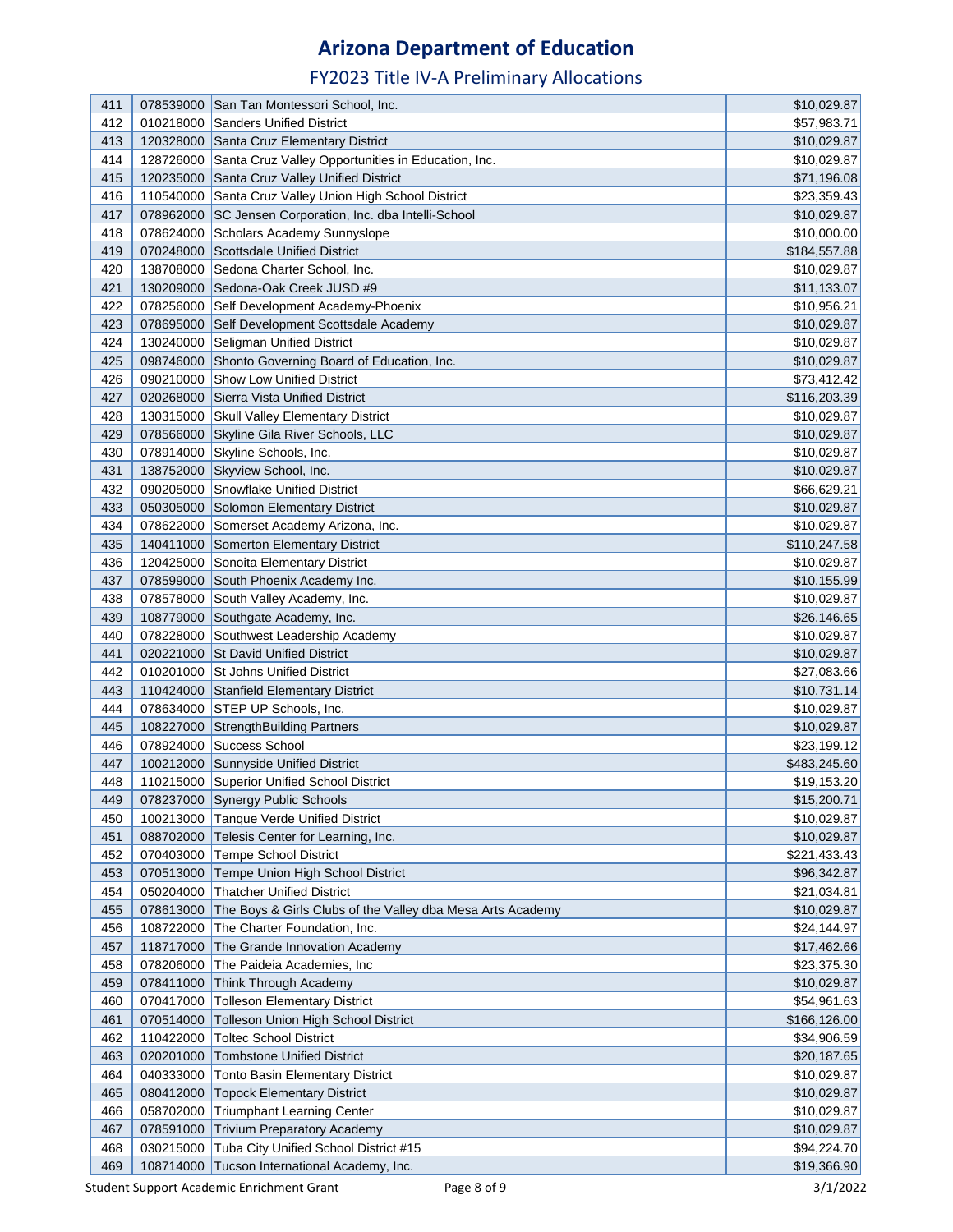# Arizona Department of Education

## FY2023 Title IV-A Preliminary Allocations

| | | | |
|---|---|---|---|
| 411 | 078539000 | San Tan Montessori School, Inc. | $10,029.87 |
| 412 | 010218000 | Sanders Unified District | $57,983.71 |
| 413 | 120328000 | Santa Cruz Elementary District | $10,029.87 |
| 414 | 128726000 | Santa Cruz Valley Opportunities in Education, Inc. | $10,029.87 |
| 415 | 120235000 | Santa Cruz Valley Unified District | $71,196.08 |
| 416 | 110540000 | Santa Cruz Valley Union High School District | $23,359.43 |
| 417 | 078962000 | SC Jensen Corporation, Inc. dba Intelli-School | $10,029.87 |
| 418 | 078624000 | Scholars Academy Sunnyslope | $10,000.00 |
| 419 | 070248000 | Scottsdale Unified District | $184,557.88 |
| 420 | 138708000 | Sedona Charter School, Inc. | $10,029.87 |
| 421 | 130209000 | Sedona-Oak Creek JUSD #9 | $11,133.07 |
| 422 | 078256000 | Self Development Academy-Phoenix | $10,956.21 |
| 423 | 078695000 | Self Development Scottsdale Academy | $10,029.87 |
| 424 | 130240000 | Seligman Unified District | $10,029.87 |
| 425 | 098746000 | Shonto Governing Board of Education, Inc. | $10,029.87 |
| 426 | 090210000 | Show Low Unified District | $73,412.42 |
| 427 | 020268000 | Sierra Vista Unified District | $116,203.39 |
| 428 | 130315000 | Skull Valley Elementary District | $10,029.87 |
| 429 | 078566000 | Skyline Gila River Schools, LLC | $10,029.87 |
| 430 | 078914000 | Skyline Schools, Inc. | $10,029.87 |
| 431 | 138752000 | Skyview School, Inc. | $10,029.87 |
| 432 | 090205000 | Snowflake Unified District | $66,629.21 |
| 433 | 050305000 | Solomon Elementary District | $10,029.87 |
| 434 | 078622000 | Somerset Academy Arizona, Inc. | $10,029.87 |
| 435 | 140411000 | Somerton Elementary District | $110,247.58 |
| 436 | 120425000 | Sonoita Elementary District | $10,029.87 |
| 437 | 078599000 | South Phoenix Academy Inc. | $10,155.99 |
| 438 | 078578000 | South Valley Academy, Inc. | $10,029.87 |
| 439 | 108779000 | Southgate Academy, Inc. | $26,146.65 |
| 440 | 078228000 | Southwest Leadership Academy | $10,029.87 |
| 441 | 020221000 | St David Unified District | $10,029.87 |
| 442 | 010201000 | St Johns Unified District | $27,083.66 |
| 443 | 110424000 | Stanfield Elementary District | $10,731.14 |
| 444 | 078634000 | STEP UP Schools, Inc. | $10,029.87 |
| 445 | 108227000 | StrengthBuilding Partners | $10,029.87 |
| 446 | 078924000 | Success School | $23,199.12 |
| 447 | 100212000 | Sunnyside Unified District | $483,245.60 |
| 448 | 110215000 | Superior Unified School District | $19,153.20 |
| 449 | 078237000 | Synergy Public Schools | $15,200.71 |
| 450 | 100213000 | Tanque Verde Unified District | $10,029.87 |
| 451 | 088702000 | Telesis Center for Learning, Inc. | $10,029.87 |
| 452 | 070403000 | Tempe School District | $221,433.43 |
| 453 | 070513000 | Tempe Union High School District | $96,342.87 |
| 454 | 050204000 | Thatcher Unified District | $21,034.81 |
| 455 | 078613000 | The Boys & Girls Clubs of the Valley dba Mesa Arts Academy | $10,029.87 |
| 456 | 108722000 | The Charter Foundation, Inc. | $24,144.97 |
| 457 | 118717000 | The Grande Innovation Academy | $17,462.66 |
| 458 | 078206000 | The Paideia Academies, Inc | $23,375.30 |
| 459 | 078411000 | Think Through Academy | $10,029.87 |
| 460 | 070417000 | Tolleson Elementary District | $54,961.63 |
| 461 | 070514000 | Tolleson Union High School District | $166,126.00 |
| 462 | 110422000 | Toltec School District | $34,906.59 |
| 463 | 020201000 | Tombstone Unified District | $20,187.65 |
| 464 | 040333000 | Tonto Basin Elementary District | $10,029.87 |
| 465 | 080412000 | Topock Elementary District | $10,029.87 |
| 466 | 058702000 | Triumphant Learning Center | $10,029.87 |
| 467 | 078591000 | Trivium Preparatory Academy | $10,029.87 |
| 468 | 030215000 | Tuba City Unified School District #15 | $94,224.70 |
| 469 | 108714000 | Tucson International Academy, Inc. | $19,366.90 |

Student Support Academic Enrichment Grant 3/1/2022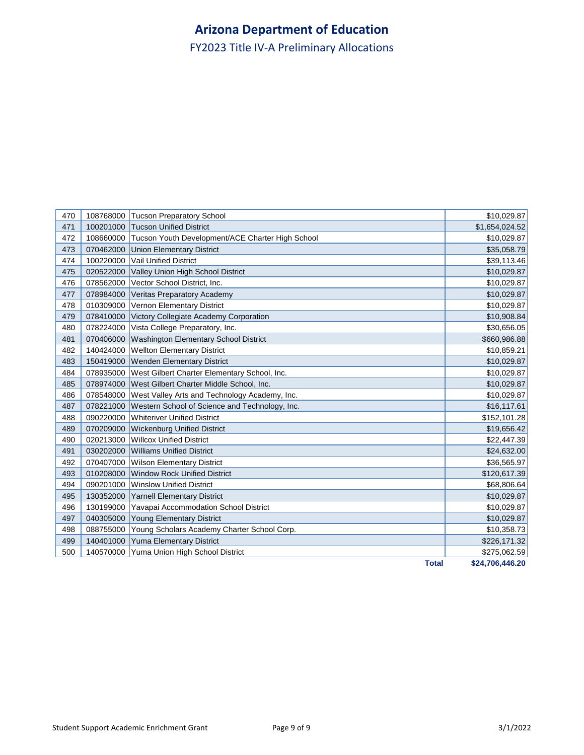# Arizona Department of Education

## FY2023 Title IV-A Preliminary Allocations

| | | | |
|---|---|---|---|
| 470 | 108768000 | Tucson Preparatory School | $10,029.87 |
| 471 | 100201000 | Tucson Unified District | $1,654,024.52 |
| 472 | 108660000 | Tucson Youth Development/ACE Charter High School | $10,029.87 |
| 473 | 070462000 | Union Elementary District | $35,058.79 |
| 474 | 100220000 | Vail Unified District | $39,113.46 |
| 475 | 020522000 | Valley Union High School District | $10,029.87 |
| 476 | 078562000 | Vector School District, Inc. | $10,029.87 |
| 477 | 078984000 | Veritas Preparatory Academy | $10,029.87 |
| 478 | 010309000 | Vernon Elementary District | $10,029.87 |
| 479 | 078410000 | Victory Collegiate Academy Corporation | $10,908.84 |
| 480 | 078224000 | Vista College Preparatory, Inc. | $30,656.05 |
| 481 | 070406000 | Washington Elementary School District | $660,986.88 |
| 482 | 140424000 | Wellton Elementary District | $10,859.21 |
| 483 | 150419000 | Wenden Elementary District | $10,029.87 |
| 484 | 078935000 | West Gilbert Charter Elementary School, Inc. | $10,029.87 |
| 485 | 078974000 | West Gilbert Charter Middle School, Inc. | $10,029.87 |
| 486 | 078548000 | West Valley Arts and Technology Academy, Inc. | $10,029.87 |
| 487 | 078221000 | Western School of Science and Technology, Inc. | $16,117.61 |
| 488 | 090220000 | Whiteriver Unified District | $152,101.28 |
| 489 | 070209000 | Wickenburg Unified District | $19,656.42 |
| 490 | 020213000 | Willcox Unified District | $22,447.39 |
| 491 | 030202000 | Williams Unified District | $24,632.00 |
| 492 | 070407000 | Wilson Elementary District | $36,565.97 |
| 493 | 010208000 | Window Rock Unified District | $120,617.39 |
| 494 | 090201000 | Winslow Unified District | $68,806.64 |
| 495 | 130352000 | Yarnell Elementary District | $10,029.87 |
| 496 | 130199000 | Yavapai Accommodation School District | $10,029.87 |
| 497 | 040305000 | Young Elementary District | $10,029.87 |
| 498 | 088755000 | Young Scholars Academy Charter School Corp. | $10,358.73 |
| 499 | 140401000 | Yuma Elementary District | $226,171.32 |
| 500 | 140570000 | Yuma Union High School District | $275,062.59 |
| | | **Total** | **$24,706,446.20** |